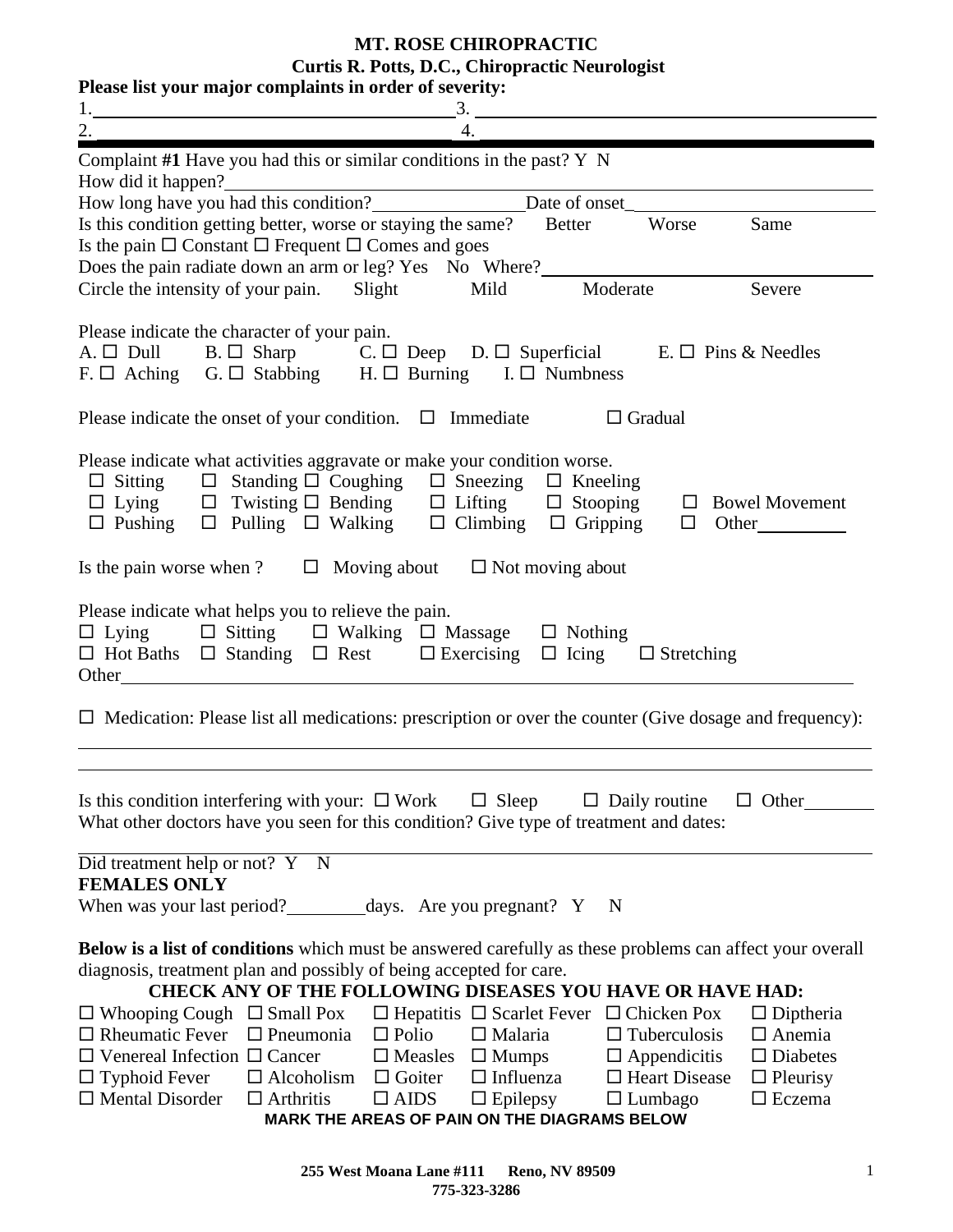# MT. ROSE CHIROPRACTIC

## Curtis R. Potts, D.C., Chiropractic Neurologist

**Please list your major complaints in order of severity:**

1. ______________________ 3. ______________________
2. ______________________ 4. ______________________

Complaint **#1** Have you had this or similar conditions in the past? Y N

How did it happen? ______________________

How long have you had this condition? ____________ Date of onset ____________

Is this condition getting better, worse or staying the same? Better Worse Same

Is the pain ☐ Constant ☐ Frequent ☐ Comes and goes

Does the pain radiate down an arm or leg? Yes No Where? ____________

Circle the intensity of your pain. Slight Mild Moderate Severe

Please indicate the character of your pain.

A. ☐ Dull B. ☐ Sharp C. ☐ Deep D. ☐ Superficial E. ☐ Pins & Needles
F. ☐ Aching G. ☐ Stabbing H. ☐ Burning I. ☐ Numbness

Please indicate the onset of your condition. ☐ Immediate ☐ Gradual

Please indicate what activities aggravate or make your condition worse.

☐ Sitting ☐ Standing ☐ Coughing ☐ Sneezing ☐ Kneeling
☐ Lying ☐ Twisting ☐ Bending ☐ Lifting ☐ Stooping ☐ Bowel Movement
☐ Pushing ☐ Pulling ☐ Walking ☐ Climbing ☐ Gripping ☐ Other ________

Is the pain worse when ? ☐ Moving about ☐ Not moving about

Please indicate what helps you to relieve the pain.

☐ Lying ☐ Sitting ☐ Walking ☐ Massage ☐ Nothing
☐ Hot Baths ☐ Standing ☐ Rest ☐ Exercising ☐ Icing ☐ Stretching
Other ______________________

☐ Medication: Please list all medications: prescription or over the counter (Give dosage and frequency):

______________________

______________________

Is this condition interfering with your: ☐ Work ☐ Sleep ☐ Daily routine ☐ Other ________

What other doctors have you seen for this condition? Give type of treatment and dates:

______________________

Did treatment help or not? Y N

**FEMALES ONLY**

When was your last period? ________ days. Are you pregnant? Y N

**Below is a list of conditions** which must be answered carefully as these problems can affect your overall diagnosis, treatment plan and possibly of being accepted for care.

**CHECK ANY OF THE FOLLOWING DISEASES YOU HAVE OR HAVE HAD:**

| | | | | | |
|---|---|---|---|---|---|
| ☐ Whooping Cough | ☐ Small Pox | ☐ Hepatitis | ☐ Scarlet Fever | ☐ Chicken Pox | ☐ Diptheria |
| ☐ Rheumatic Fever | ☐ Pneumonia | ☐ Polio | ☐ Malaria | ☐ Tuberculosis | ☐ Anemia |
| ☐ Venereal Infection | ☐ Cancer | ☐ Measles | ☐ Mumps | ☐ Appendicitis | ☐ Diabetes |
| ☐ Typhoid Fever | ☐ Alcoholism | ☐ Goiter | ☐ Influenza | ☐ Heart Disease | ☐ Pleurisy |
| ☐ Mental Disorder | ☐ Arthritis | ☐ AIDS | ☐ Epilepsy | ☐ Lumbago | ☐ Eczema |

**MARK THE AREAS OF PAIN ON THE DIAGRAMS BELOW**

**255 West Moana Lane #111 Reno, NV 89509**
**775-323-3286**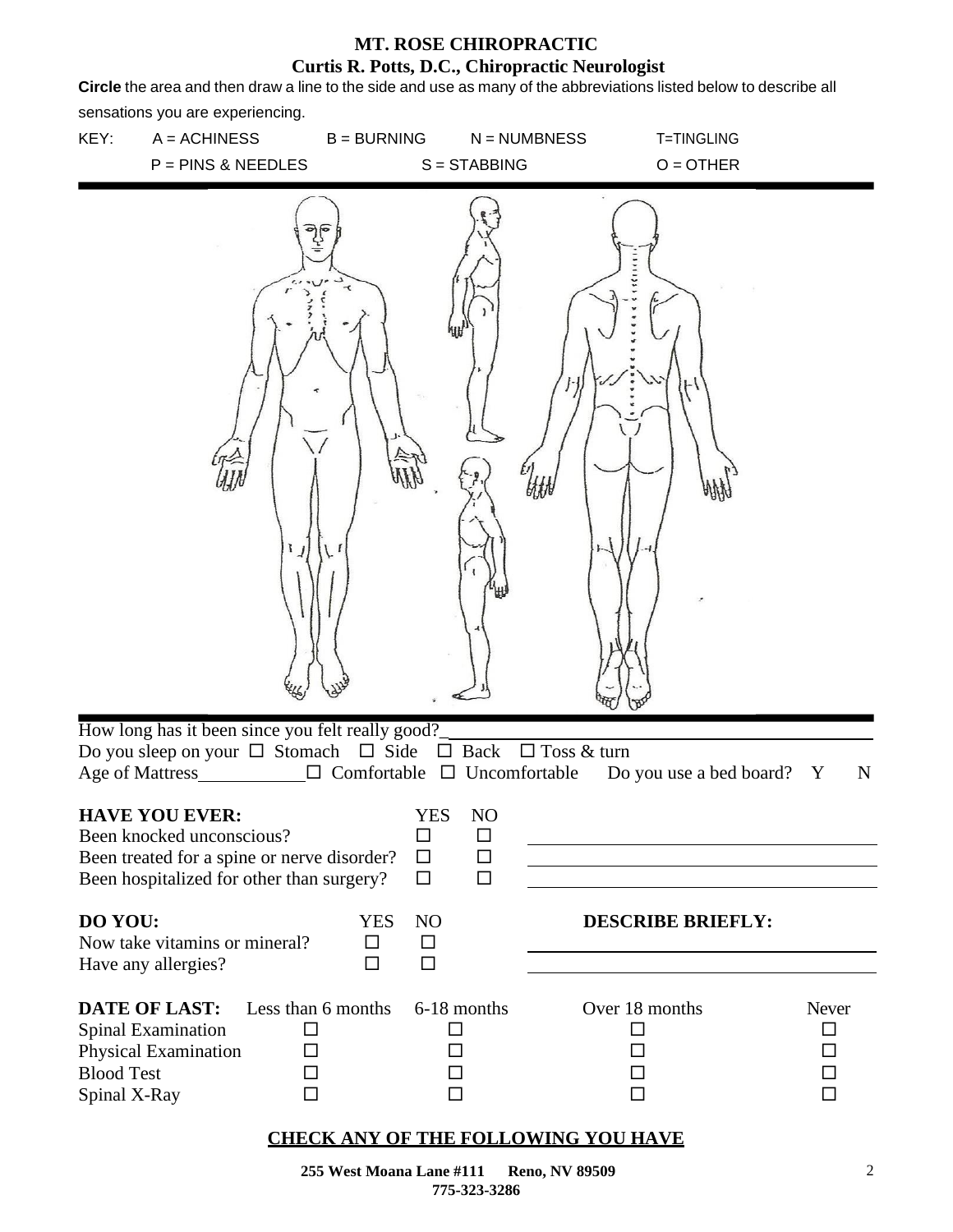**MT. ROSE CHIROPRACTIC**
**Curtis R. Potts, D.C., Chiropractic Neurologist**

**Circle** the area and then draw a line to the side and use as many of the abbreviations listed below to describe all sensations you are experiencing.

KEY: A = ACHINESS B = BURNING N = NUMBNESS T=TINGLING
P = PINS & NEEDLES S = STABBING O = OTHER

How long has it been since you felt really good?\_\_\_\_\_\_\_\_\_\_\_\_\_\_\_\_\_\_\_\_

Do you sleep on your ☐ Stomach ☐ Side ☐ Back ☐ Toss & turn

Age of Mattress\_\_\_\_\_\_\_\_\_\_ ☐ Comfortable ☐ Uncomfortable Do you use a bed board? Y N

| **HAVE YOU EVER:** | YES | NO | |
|---|---|---|---|
| Been knocked unconscious? | ☐ | ☐ | \_\_\_\_\_\_\_\_\_\_\_\_\_\_\_\_\_\_\_\_ |
| Been treated for a spine or nerve disorder? | ☐ | ☐ | \_\_\_\_\_\_\_\_\_\_\_\_\_\_\_\_\_\_\_\_ |
| Been hospitalized for other than surgery? | ☐ | ☐ | \_\_\_\_\_\_\_\_\_\_\_\_\_\_\_\_\_\_\_\_ |

| **DO YOU:** | YES | NO | **DESCRIBE BRIEFLY:** |
|---|---|---|---|
| Now take vitamins or mineral? | ☐ | ☐ | \_\_\_\_\_\_\_\_\_\_\_\_\_\_\_\_\_\_\_\_ |
| Have any allergies? | ☐ | ☐ | \_\_\_\_\_\_\_\_\_\_\_\_\_\_\_\_\_\_\_\_ |

| **DATE OF LAST:** | Less than 6 months | 6-18 months | Over 18 months | Never |
|---|---|---|---|---|
| Spinal Examination | ☐ | ☐ | ☐ | ☐ |
| Physical Examination | ☐ | ☐ | ☐ | ☐ |
| Blood Test | ☐ | ☐ | ☐ | ☐ |
| Spinal X-Ray | ☐ | ☐ | ☐ | ☐ |

**<u>CHECK ANY OF THE FOLLOWING YOU HAVE</u>**

**255 West Moana Lane #111 Reno, NV 89509**
**775-323-3286**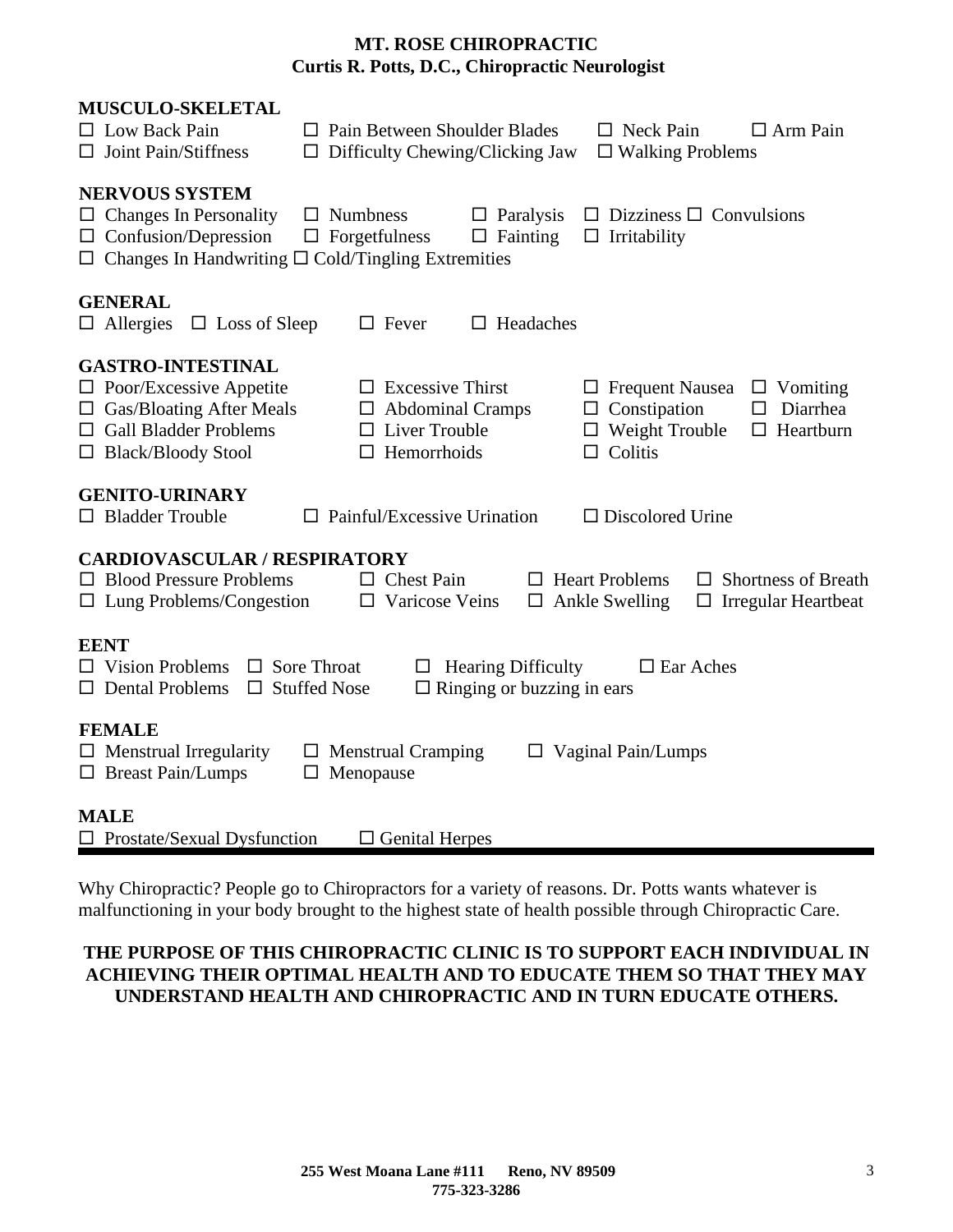**MT. ROSE CHIROPRACTIC**
**Curtis R. Potts, D.C., Chiropractic Neurologist**

**MUSCULO-SKELETAL**

☐ Low Back Pain ☐ Pain Between Shoulder Blades ☐ Neck Pain ☐ Arm Pain
☐ Joint Pain/Stiffness ☐ Difficulty Chewing/Clicking Jaw ☐ Walking Problems

**NERVOUS SYSTEM**

☐ Changes In Personality ☐ Numbness ☐ Paralysis ☐ Dizziness ☐ Convulsions
☐ Confusion/Depression ☐ Forgetfulness ☐ Fainting ☐ Irritability
☐ Changes In Handwriting ☐ Cold/Tingling Extremities

**GENERAL**

☐ Allergies ☐ Loss of Sleep ☐ Fever ☐ Headaches

**GASTRO-INTESTINAL**

☐ Poor/Excessive Appetite ☐ Excessive Thirst ☐ Frequent Nausea ☐ Vomiting
☐ Gas/Bloating After Meals ☐ Abdominal Cramps ☐ Constipation ☐ Diarrhea
☐ Gall Bladder Problems ☐ Liver Trouble ☐ Weight Trouble ☐ Heartburn
☐ Black/Bloody Stool ☐ Hemorrhoids ☐ Colitis

**GENITO-URINARY**

☐ Bladder Trouble ☐ Painful/Excessive Urination ☐ Discolored Urine

**CARDIOVASCULAR / RESPIRATORY**

☐ Blood Pressure Problems ☐ Chest Pain ☐ Heart Problems ☐ Shortness of Breath
☐ Lung Problems/Congestion ☐ Varicose Veins ☐ Ankle Swelling ☐ Irregular Heartbeat

**EENT**

☐ Vision Problems ☐ Sore Throat ☐ Hearing Difficulty ☐ Ear Aches
☐ Dental Problems ☐ Stuffed Nose ☐ Ringing or buzzing in ears

**FEMALE**

☐ Menstrual Irregularity ☐ Menstrual Cramping ☐ Vaginal Pain/Lumps
☐ Breast Pain/Lumps ☐ Menopause

**MALE**

☐ Prostate/Sexual Dysfunction ☐ Genital Herpes

---

Why Chiropractic? People go to Chiropractors for a variety of reasons. Dr. Potts wants whatever is malfunctioning in your body brought to the highest state of health possible through Chiropractic Care.

**THE PURPOSE OF THIS CHIROPRACTIC CLINIC IS TO SUPPORT EACH INDIVIDUAL IN ACHIEVING THEIR OPTIMAL HEALTH AND TO EDUCATE THEM SO THAT THEY MAY UNDERSTAND HEALTH AND CHIROPRACTIC AND IN TURN EDUCATE OTHERS.**

**255 West Moana Lane #111 Reno, NV 89509**
**775-323-3286**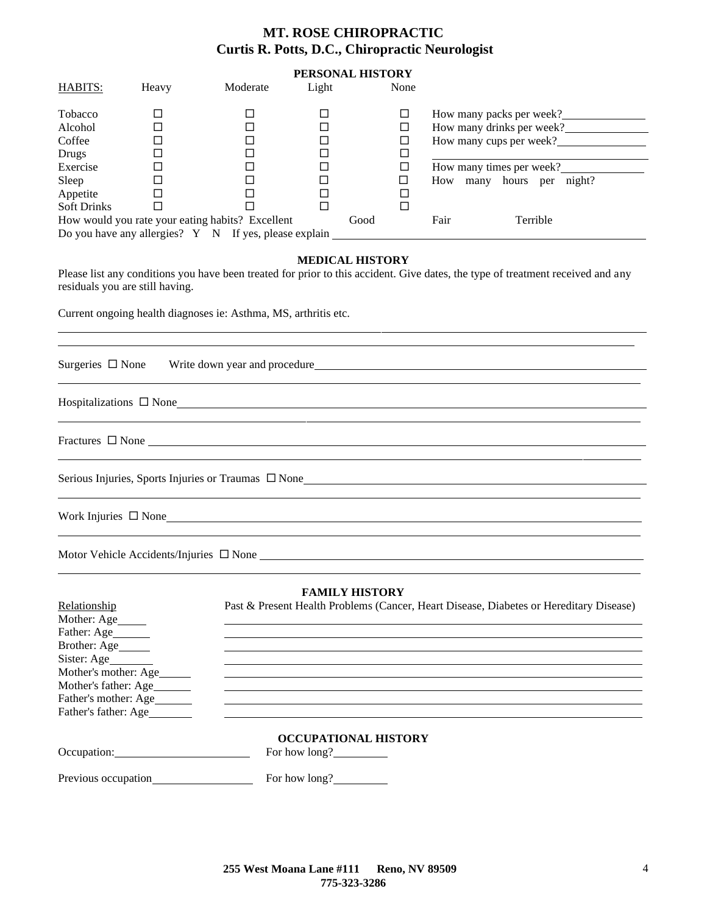# MT. ROSE CHIROPRACTIC
## Curtis R. Potts, D.C., Chiropractic Neurologist

### PERSONAL HISTORY

| HABITS: | Heavy | Moderate | Light | None | |
|---|---|---|---|---|---|
| Tobacco | ☐ | ☐ | ☐ | ☐ | How many packs per week?\_\_\_\_\_\_\_\_\_\_ |
| Alcohol | ☐ | ☐ | ☐ | ☐ | How many drinks per week?\_\_\_\_\_\_\_\_\_\_ |
| Coffee | ☐ | ☐ | ☐ | ☐ | How many cups per week?\_\_\_\_\_\_\_\_\_\_ |
| Drugs | ☐ | ☐ | ☐ | ☐ | \_\_\_\_\_\_\_\_\_\_ |
| Exercise | ☐ | ☐ | ☐ | ☐ | How many times per week?\_\_\_\_\_\_\_\_\_\_ |
| Sleep | ☐ | ☐ | ☐ | ☐ | How many hours per night? |
| Appetite | ☐ | ☐ | ☐ | ☐ | |
| Soft Drinks | ☐ | ☐ | ☐ | ☐ | |

How would you rate your eating habits? Excellent Good Fair Terrible

Do you have any allergies? Y N If yes, please explain \_\_\_\_\_\_\_\_\_\_\_\_\_\_\_\_\_\_\_\_\_\_\_\_

### MEDICAL HISTORY

Please list any conditions you have been treated for prior to this accident. Give dates, the type of treatment received and any residuals you are still having.

Current ongoing health diagnoses ie: Asthma, MS, arthritis etc.

\_\_\_\_\_\_\_\_\_\_\_\_\_\_\_\_\_\_\_\_\_\_\_\_\_\_\_\_\_\_\_\_\_\_\_\_\_\_\_\_\_\_\_\_\_\_\_\_

\_\_\_\_\_\_\_\_\_\_\_\_\_\_\_\_\_\_\_\_\_\_\_\_\_\_\_\_\_\_\_\_\_\_\_\_\_\_\_\_\_\_\_\_\_\_\_\_

Surgeries ☐ None Write down year and procedure\_\_\_\_\_\_\_\_\_\_\_\_\_\_\_\_\_\_\_\_\_\_\_\_\_\_\_\_\_\_

\_\_\_\_\_\_\_\_\_\_\_\_\_\_\_\_\_\_\_\_\_\_\_\_\_\_\_\_\_\_\_\_\_\_\_\_\_\_\_\_\_\_\_\_\_\_\_\_

Hospitalizations ☐ None\_\_\_\_\_\_\_\_\_\_\_\_\_\_\_\_\_\_\_\_\_\_\_\_\_\_\_\_\_\_\_\_\_\_\_\_\_\_\_\_

\_\_\_\_\_\_\_\_\_\_\_\_\_\_\_\_\_\_\_\_\_\_\_\_\_\_\_\_\_\_\_\_\_\_\_\_\_\_\_\_\_\_\_\_\_\_\_\_

Fractures ☐ None \_\_\_\_\_\_\_\_\_\_\_\_\_\_\_\_\_\_\_\_\_\_\_\_\_\_\_\_\_\_\_\_\_\_\_\_\_\_\_\_

\_\_\_\_\_\_\_\_\_\_\_\_\_\_\_\_\_\_\_\_\_\_\_\_\_\_\_\_\_\_\_\_\_\_\_\_\_\_\_\_\_\_\_\_\_\_\_\_

Serious Injuries, Sports Injuries or Traumas ☐ None\_\_\_\_\_\_\_\_\_\_\_\_\_\_\_\_\_\_\_\_\_\_\_\_\_\_\_\_\_\_

\_\_\_\_\_\_\_\_\_\_\_\_\_\_\_\_\_\_\_\_\_\_\_\_\_\_\_\_\_\_\_\_\_\_\_\_\_\_\_\_\_\_\_\_\_\_\_\_

Work Injuries ☐ None\_\_\_\_\_\_\_\_\_\_\_\_\_\_\_\_\_\_\_\_\_\_\_\_\_\_\_\_\_\_\_\_\_\_\_\_\_\_\_\_

\_\_\_\_\_\_\_\_\_\_\_\_\_\_\_\_\_\_\_\_\_\_\_\_\_\_\_\_\_\_\_\_\_\_\_\_\_\_\_\_\_\_\_\_\_\_\_\_

Motor Vehicle Accidents/Injuries ☐ None \_\_\_\_\_\_\_\_\_\_\_\_\_\_\_\_\_\_\_\_\_\_\_\_\_\_\_\_\_\_

\_\_\_\_\_\_\_\_\_\_\_\_\_\_\_\_\_\_\_\_\_\_\_\_\_\_\_\_\_\_\_\_\_\_\_\_\_\_\_\_\_\_\_\_\_\_\_\_

### FAMILY HISTORY

| Relationship | Past & Present Health Problems (Cancer, Heart Disease, Diabetes or Hereditary Disease) |
|---|---|
| Mother: Age\_\_\_\_\_ | |
| Father: Age\_\_\_\_\_ | |
| Brother: Age\_\_\_\_\_ | |
| Sister: Age\_\_\_\_\_ | |
| Mother's mother: Age\_\_\_\_\_ | |
| Mother's father: Age\_\_\_\_\_ | |
| Father's mother: Age\_\_\_\_\_ | |
| Father's father: Age\_\_\_\_\_ | |

### OCCUPATIONAL HISTORY

Occupation:\_\_\_\_\_\_\_\_\_\_\_\_\_\_\_\_\_\_ For how long?\_\_\_\_\_\_\_\_

Previous occupation\_\_\_\_\_\_\_\_\_\_\_\_\_\_\_\_ For how long?\_\_\_\_\_\_\_\_

**255 West Moana Lane #111 Reno, NV 89509**
**775-323-3286**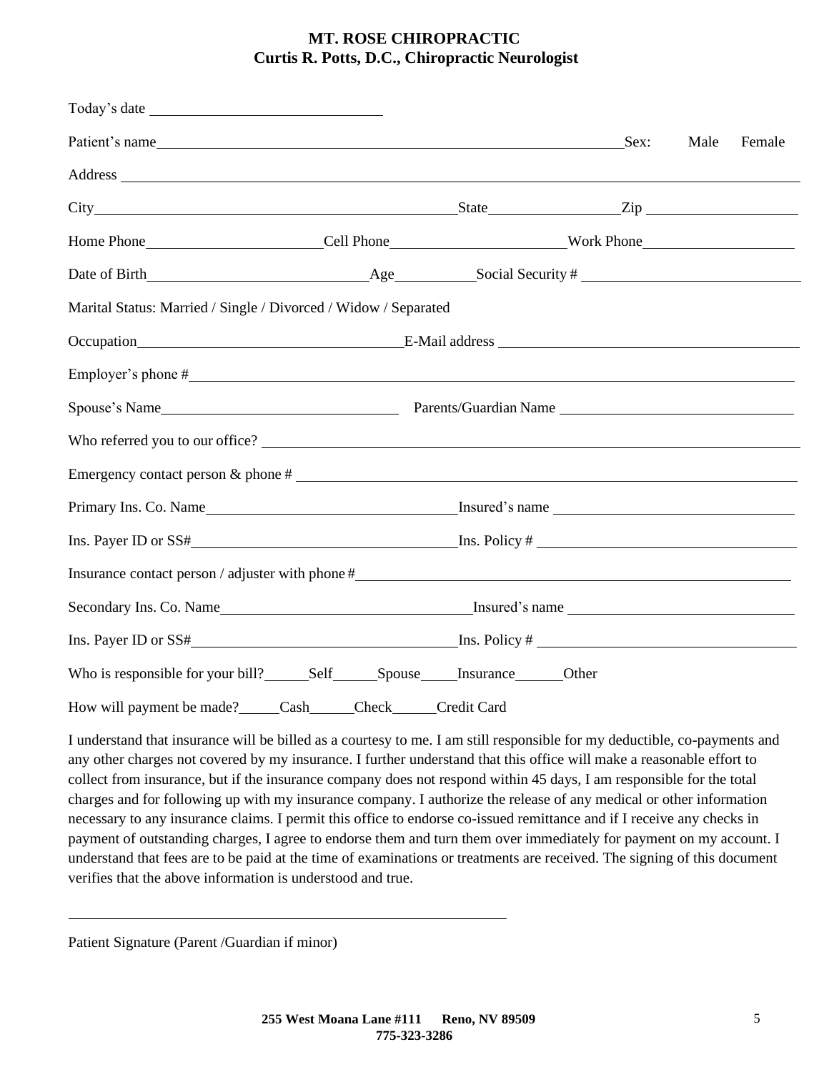**MT. ROSE CHIROPRACTIC**
**Curtis R. Potts, D.C., Chiropractic Neurologist**

Today's date ______________________________

Patient's name ______________________________________________________________ Sex: Male Female

Address ______________________________________________________________________________

City ____________________________________________ State ________________ Zip ____________________

Home Phone ______________________ Cell Phone ______________________ Work Phone ___________________

Date of Birth ____________________________ Age __________ Social Security # ___________________________

Marital Status: Married / Single / Divorced / Widow / Separated

Occupation ___________________________________ E-Mail address ______________________________________

Employer's phone # ____________________________________________________________________________

Spouse's Name _______________________________ Parents/Guardian Name ______________________________

Who referred you to our office? __________________________________________________________________

Emergency contact person & phone # ______________________________________________________________

Primary Ins. Co. Name _________________________________ Insured's name _______________________________

Ins. Payer ID or SS# ___________________________________ Ins. Policy # __________________________________

Insurance contact person / adjuster with phone # ____________________________________________________

Secondary Ins. Co. Name _______________________________ Insured's name ______________________________

Ins. Payer ID or SS# ___________________________________ Ins. Policy # __________________________________

Who is responsible for your bill? ______Self______Spouse_____Insurance______Other

How will payment be made? _____Cash______Check______Credit Card

I understand that insurance will be billed as a courtesy to me. I am still responsible for my deductible, co-payments and any other charges not covered by my insurance. I further understand that this office will make a reasonable effort to collect from insurance, but if the insurance company does not respond within 45 days, I am responsible for the total charges and for following up with my insurance company. I authorize the release of any medical or other information necessary to any insurance claims. I permit this office to endorse co-issued remittance and if I receive any checks in payment of outstanding charges, I agree to endorse them and turn them over immediately for payment on my account. I understand that fees are to be paid at the time of examinations or treatments are received. The signing of this document verifies that the above information is understood and true.

_____________________________________________________________

Patient Signature (Parent /Guardian if minor)

**255 West Moana Lane #111 Reno, NV 89509**
**775-323-3286**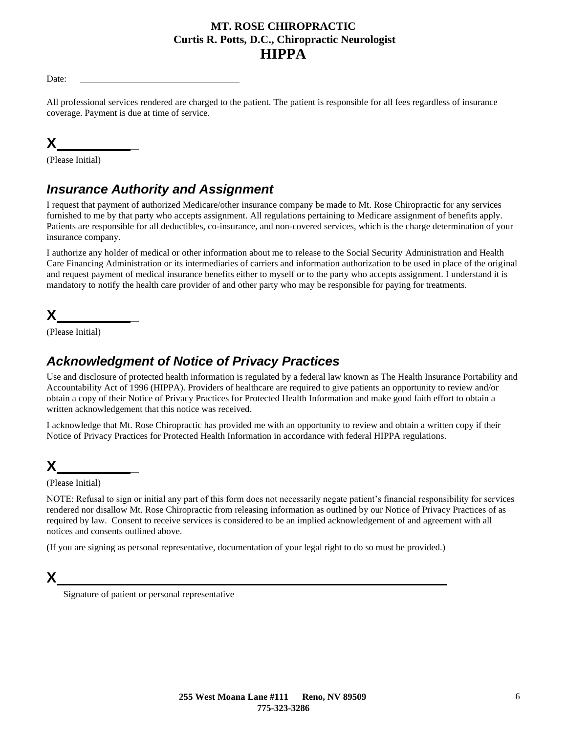**MT. ROSE CHIROPRACTIC**
**Curtis R. Potts, D.C., Chiropractic Neurologist**

# HIPPA

Date: ______________________________

All professional services rendered are charged to the patient. The patient is responsible for all fees regardless of insurance coverage. Payment is due at time of service.

**X**___________

(Please Initial)

## *Insurance Authority and Assignment*

I request that payment of authorized Medicare/other insurance company be made to Mt. Rose Chiropractic for any services furnished to me by that party who accepts assignment. All regulations pertaining to Medicare assignment of benefits apply. Patients are responsible for all deductibles, co-insurance, and non-covered services, which is the charge determination of your insurance company.

I authorize any holder of medical or other information about me to release to the Social Security Administration and Health Care Financing Administration or its intermediaries of carriers and information authorization to be used in place of the original and request payment of medical insurance benefits either to myself or to the party who accepts assignment. I understand it is mandatory to notify the health care provider of and other party who may be responsible for paying for treatments.

**X**___________

(Please Initial)

## *Acknowledgment of Notice of Privacy Practices*

Use and disclosure of protected health information is regulated by a federal law known as The Health Insurance Portability and Accountability Act of 1996 (HIPPA). Providers of healthcare are required to give patients an opportunity to review and/or obtain a copy of their Notice of Privacy Practices for Protected Health Information and make good faith effort to obtain a written acknowledgement that this notice was received.

I acknowledge that Mt. Rose Chiropractic has provided me with an opportunity to review and obtain a written copy if their Notice of Privacy Practices for Protected Health Information in accordance with federal HIPPA regulations.

**X**___________

(Please Initial)

NOTE: Refusal to sign or initial any part of this form does not necessarily negate patient's financial responsibility for services rendered nor disallow Mt. Rose Chiropractic from releasing information as outlined by our Notice of Privacy Practices of as required by law. Consent to receive services is considered to be an implied acknowledgement of and agreement with all notices and consents outlined above.

(If you are signing as personal representative, documentation of your legal right to do so must be provided.)

**X**____________________________________________________________

Signature of patient or personal representative

**255 West Moana Lane #111 Reno, NV 89509**
**775-323-3286**